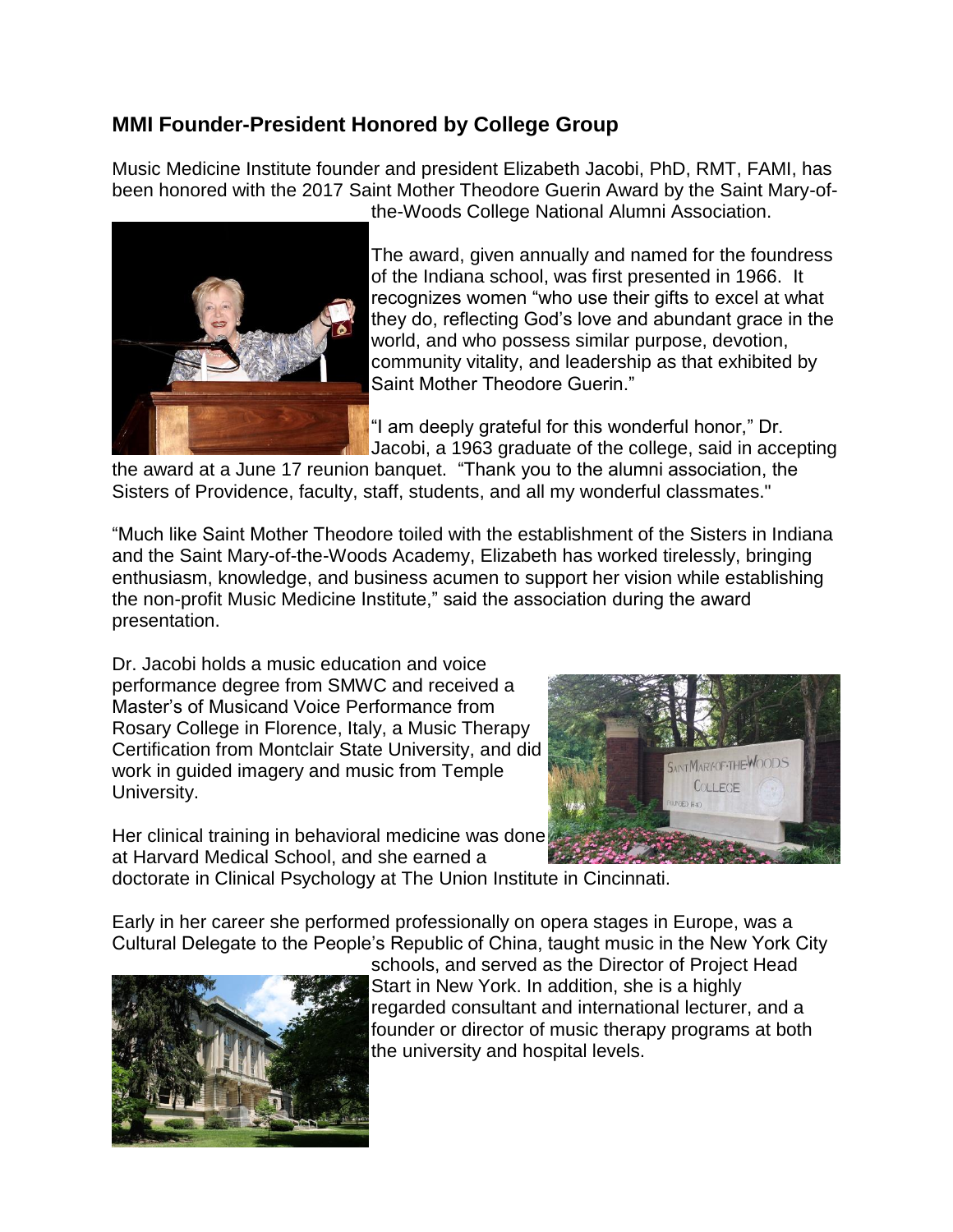## MMI Founder-President Honored by College Group

Music Medicine Institute founder and president Elizabeth Jacobi, PhD, RMT, FAMI, has been honored with the 2017 Saint Mother Theodore Guerin Award by the Saint Mary-of-the-Woods College National Alumni Association.

The award, given annually and named for the foundress of the Indiana school, was first presented in 1966. It recognizes women "who use their gifts to excel at what they do, reflecting God's love and abundant grace in the world, and who possess similar purpose, devotion, community vitality, and leadership as that exhibited by Saint Mother Theodore Guerin."

"I am deeply grateful for this wonderful honor," Dr. Jacobi, a 1963 graduate of the college, said in accepting the award at a June 17 reunion banquet. "Thank you to the alumni association, the Sisters of Providence, faculty, staff, students, and all my wonderful classmates."

"Much like Saint Mother Theodore toiled with the establishment of the Sisters in Indiana and the Saint Mary-of-the-Woods Academy, Elizabeth has worked tirelessly, bringing enthusiasm, knowledge, and business acumen to support her vision while establishing the non-profit Music Medicine Institute," said the association during the award presentation.

Dr. Jacobi holds a music education and voice performance degree from SMWC and received a Master's of Musicand Voice Performance from Rosary College in Florence, Italy, a Music Therapy Certification from Montclair State University, and did work in guided imagery and music from Temple University.

Her clinical training in behavioral medicine was done at Harvard Medical School, and she earned a doctorate in Clinical Psychology at The Union Institute in Cincinnati.

Early in her career she performed professionally on opera stages in Europe, was a Cultural Delegate to the People's Republic of China, taught music in the New York City schools, and served as the Director of Project Head Start in New York. In addition, she is a highly regarded consultant and international lecturer, and a founder or director of music therapy programs at both the university and hospital levels.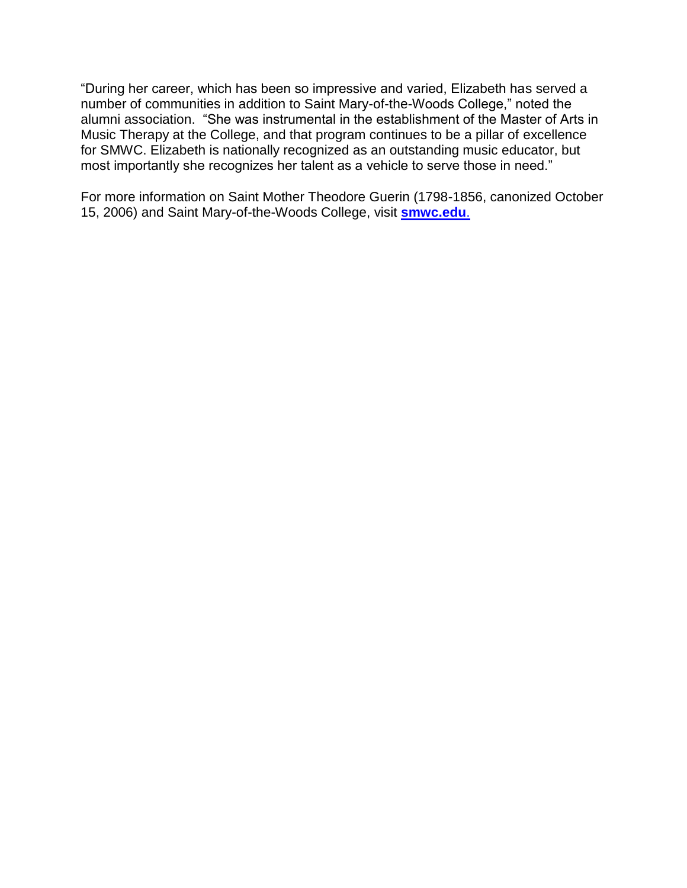"During her career, which has been so impressive and varied, Elizabeth has served a number of communities in addition to Saint Mary-of-the-Woods College," noted the alumni association. "She was instrumental in the establishment of the Master of Arts in Music Therapy at the College, and that program continues to be a pillar of excellence for SMWC. Elizabeth is nationally recognized as an outstanding music educator, but most importantly she recognizes her talent as a vehicle to serve those in need."

For more information on Saint Mother Theodore Guerin (1798-1856, canonized October 15, 2006) and Saint Mary-of-the-Woods College, visit **smwc.edu**.